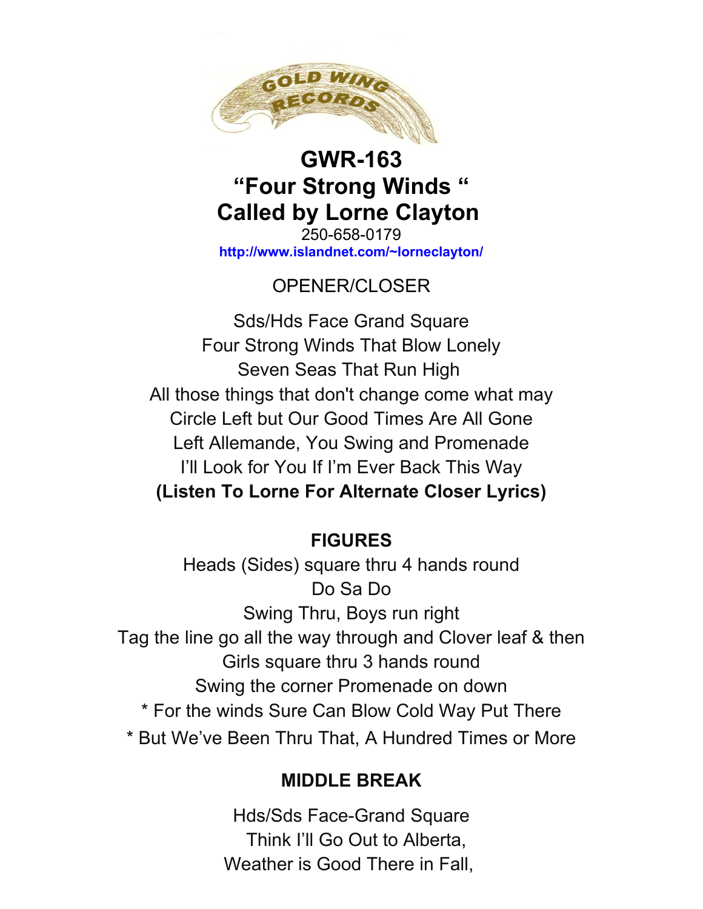GOLD WING RECORDS

# GWR-163
# "Four Strong Winds "
# Called by Lorne Clayton

250-658-0179
http://www.islandnet.com/~lorneclayton/

## OPENER/CLOSER

Sds/Hds Face Grand Square
Four Strong Winds That Blow Lonely
Seven Seas That Run High
All those things that don't change come what may
Circle Left but Our Good Times Are All Gone
Left Allemande, You Swing and Promenade
I'll Look for You If I'm Ever Back This Way
**(Listen To Lorne For Alternate Closer Lyrics)**

## FIGURES

Heads (Sides) square thru 4 hands round
Do Sa Do
Swing Thru, Boys run right
Tag the line go all the way through and Clover leaf & then
Girls square thru 3 hands round
Swing the corner Promenade on down
* For the winds Sure Can Blow Cold Way Put There
* But We've Been Thru That, A Hundred Times or More

## MIDDLE BREAK

Hds/Sds Face-Grand Square
Think I'll Go Out to Alberta,
Weather is Good There in Fall,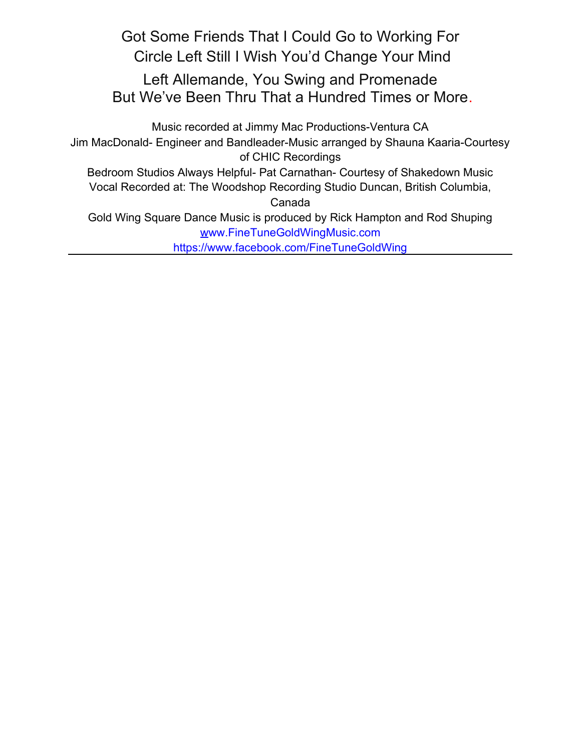Got Some Friends That I Could Go to Working For
Circle Left Still I Wish You'd Change Your Mind

Left Allemande, You Swing and Promenade
But We've Been Thru That a Hundred Times or More.

Music recorded at Jimmy Mac Productions-Ventura CA
Jim MacDonald- Engineer and Bandleader-Music arranged by Shauna Kaaria-Courtesy of CHIC Recordings
Bedroom Studios Always Helpful- Pat Carnathan- Courtesy of Shakedown Music
Vocal Recorded at: The Woodshop Recording Studio Duncan, British Columbia, Canada
Gold Wing Square Dance Music is produced by Rick Hampton and Rod Shuping
www.FineTuneGoldWingMusic.com
https://www.facebook.com/FineTuneGoldWing

---